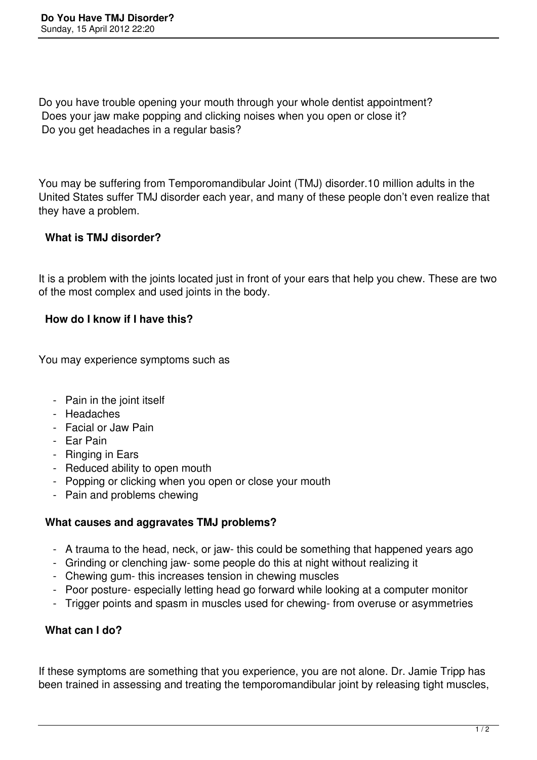# Do You Have TMJ Disorder?

Sunday, 15 April 2012 22:20

Do you have trouble opening your mouth through your whole dentist appointment?
Does your jaw make popping and clicking noises when you open or close it?
Do you get headaches in a regular basis?

You may be suffering from Temporomandibular Joint (TMJ) disorder.10 million adults in the United States suffer TMJ disorder each year, and many of these people don't even realize that they have a problem.

**What is TMJ disorder?**

It is a problem with the joints located just in front of your ears that help you chew. These are two of the most complex and used joints in the body.

**How do I know if I have this?**

You may experience symptoms such as

- Pain in the joint itself
- Headaches
- Facial or Jaw Pain
- Ear Pain
- Ringing in Ears
- Reduced ability to open mouth
- Popping or clicking when you open or close your mouth
- Pain and problems chewing

**What causes and aggravates TMJ problems?**

- A trauma to the head, neck, or jaw- this could be something that happened years ago
- Grinding or clenching jaw- some people do this at night without realizing it
- Chewing gum- this increases tension in chewing muscles
- Poor posture- especially letting head go forward while looking at a computer monitor
- Trigger points and spasm in muscles used for chewing- from overuse or asymmetries

**What can I do?**

If these symptoms are something that you experience, you are not alone. Dr. Jamie Tripp has been trained in assessing and treating the temporomandibular joint by releasing tight muscles,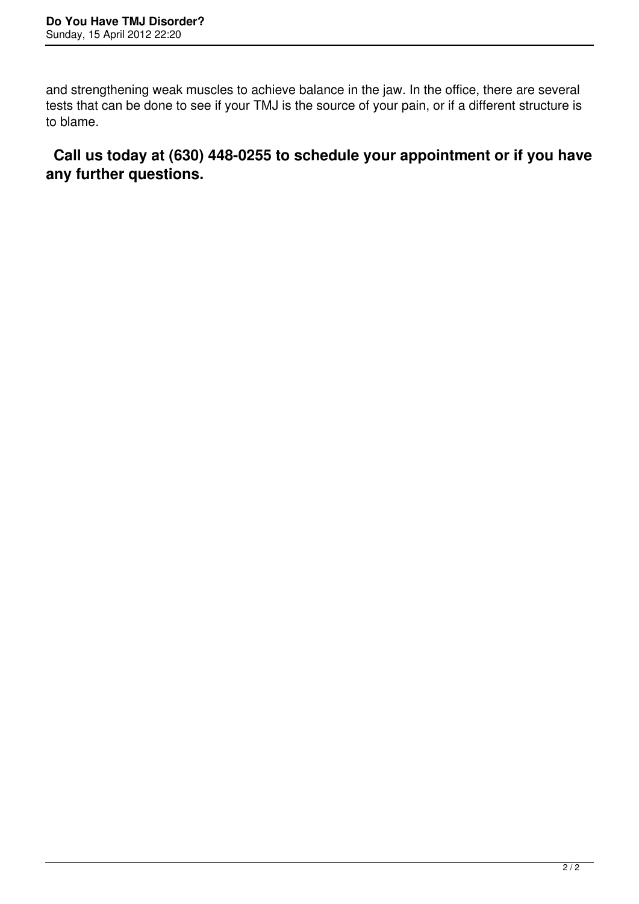and strengthening weak muscles to achieve balance in the jaw. In the office, there are several tests that can be done to see if your TMJ is the source of your pain, or if a different structure is to blame.

**Call us today at (630) 448-0255 to schedule your appointment or if you have any further questions.**